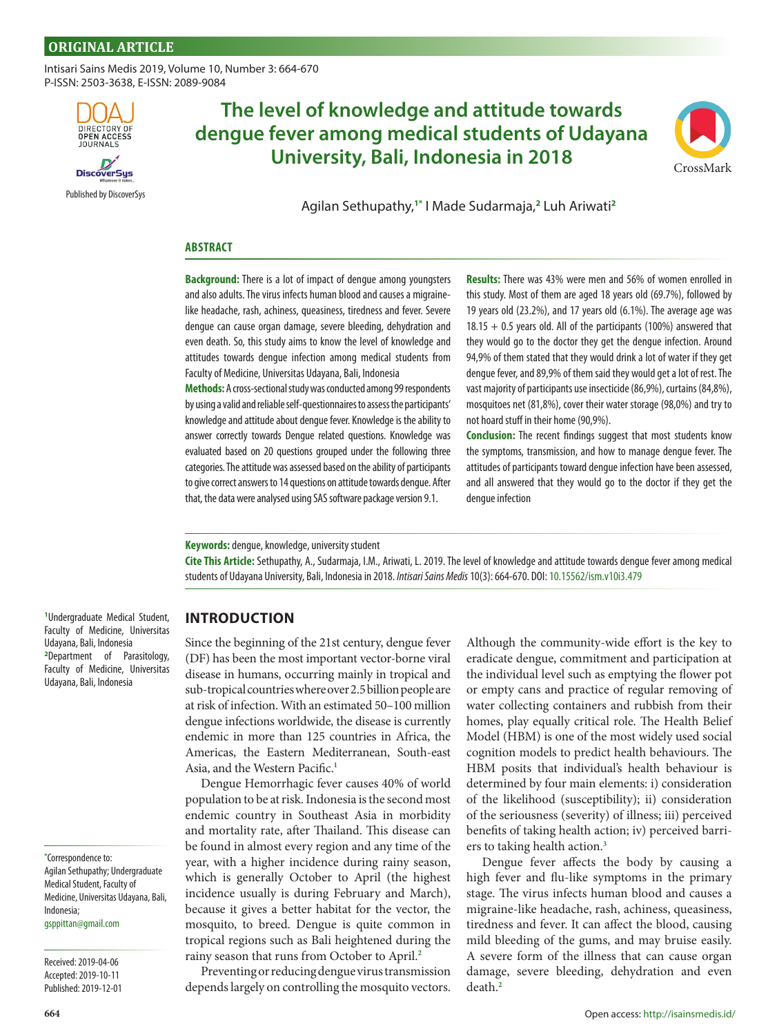ORIGINAL ARTICLE

# The level of knowledge and attitude towards dengue fever among medical students of Udayana University, Bali, Indonesia in 2018

Agilan Sethupathy,[1*] I Made Sudarmaja,[2] Luh Ariwati[2]

## ABSTRACT

**Background:** There is a lot of impact of dengue among youngsters and also adults. The virus infects human blood and causes a migraine-like headache, rash, achiness, queasiness, tiredness and fever. Severe dengue can cause organ damage, severe bleeding, dehydration and even death. So, this study aims to know the level of knowledge and attitudes towards dengue infection among medical students from Faculty of Medicine, Universitas Udayana, Bali, Indonesia

**Methods:** A cross-sectional study was conducted among 99 respondents by using a valid and reliable self-questionnaires to assess the participants' knowledge and attitude about dengue fever. Knowledge is the ability to answer correctly towards Dengue related questions. Knowledge was evaluated based on 20 questions grouped under the following three categories. The attitude was assessed based on the ability of participants to give correct answers to 14 questions on attitude towards dengue. After that, the data were analysed using SAS software package version 9.1.

**Results:** There was 43% were men and 56% of women enrolled in this study. Most of them are aged 18 years old (69.7%), followed by 19 years old (23.2%), and 17 years old (6.1%). The average age was 18.15 + 0.5 years old. All of the participants (100%) answered that they would go to the doctor they get the dengue infection. Around 94,9% of them stated that they would drink a lot of water if they get dengue fever, and 89,9% of them said they would get a lot of rest. The vast majority of participants use insecticide (86,9%), curtains (84,8%), mosquitoes net (81,8%), cover their water storage (98,0%) and try to not hoard stuff in their home (90,9%).

**Conclusion:** The recent findings suggest that most students know the symptoms, transmission, and how to manage dengue fever. The attitudes of participants toward dengue infection have been assessed, and all answered that they would go to the doctor if they get the dengue infection

**Keywords:** dengue, knowledge, university student

**Cite This Article:** Sethupathy, A., Sudarmaja, I.M., Ariwati, L. 2019. The level of knowledge and attitude towards dengue fever among medical students of Udayana University, Bali, Indonesia in 2018. *Intisari Sains Medis* 10(3): 664-670. DOI: 10.15562/ism.v10i3.479

[1]Undergraduate Medical Student, Faculty of Medicine, Universitas Udayana, Bali, Indonesia
[2]Department of Parasitology, Faculty of Medicine, Universitas Udayana, Bali, Indonesia

*Correspondence to: Agilan Sethupathy; Undergraduate Medical Student, Faculty of Medicine, Universitas Udayana, Bali, Indonesia; gsppittan@gmail.com

Received: 2019-04-06
Accepted: 2019-10-11
Published: 2019-12-01

## INTRODUCTION

Since the beginning of the 21st century, dengue fever (DF) has been the most important vector-borne viral disease in humans, occurring mainly in tropical and sub-tropical countries where over 2.5 billion people are at risk of infection. With an estimated 50–100 million dengue infections worldwide, the disease is currently endemic in more than 125 countries in Africa, the Americas, the Eastern Mediterranean, South-east Asia, and the Western Pacific.[1]

Dengue Hemorrhagic fever causes 40% of world population to be at risk. Indonesia is the second most endemic country in Southeast Asia in morbidity and mortality rate, after Thailand. This disease can be found in almost every region and any time of the year, with a higher incidence during rainy season, which is generally October to April (the highest incidence usually is during February and March), because it gives a better habitat for the vector, the mosquito, to breed. Dengue is quite common in tropical regions such as Bali heightened during the rainy season that runs from October to April.[2]

Preventing or reducing dengue virus transmission depends largely on controlling the mosquito vectors. Although the community-wide effort is the key to eradicate dengue, commitment and participation at the individual level such as emptying the flower pot or empty cans and practice of regular removing of water collecting containers and rubbish from their homes, play equally critical role. The Health Belief Model (HBM) is one of the most widely used social cognition models to predict health behaviours. The HBM posits that individual's health behaviour is determined by four main elements: i) consideration of the likelihood (susceptibility); ii) consideration of the seriousness (severity) of illness; iii) perceived benefits of taking health action; iv) perceived barriers to taking health action.[3]

Dengue fever affects the body by causing a high fever and flu-like symptoms in the primary stage. The virus infects human blood and causes a migraine-like headache, rash, achiness, queasiness, tiredness and fever. It can affect the blood, causing mild bleeding of the gums, and may bruise easily. A severe form of the illness that can cause organ damage, severe bleeding, dehydration and even death.[2]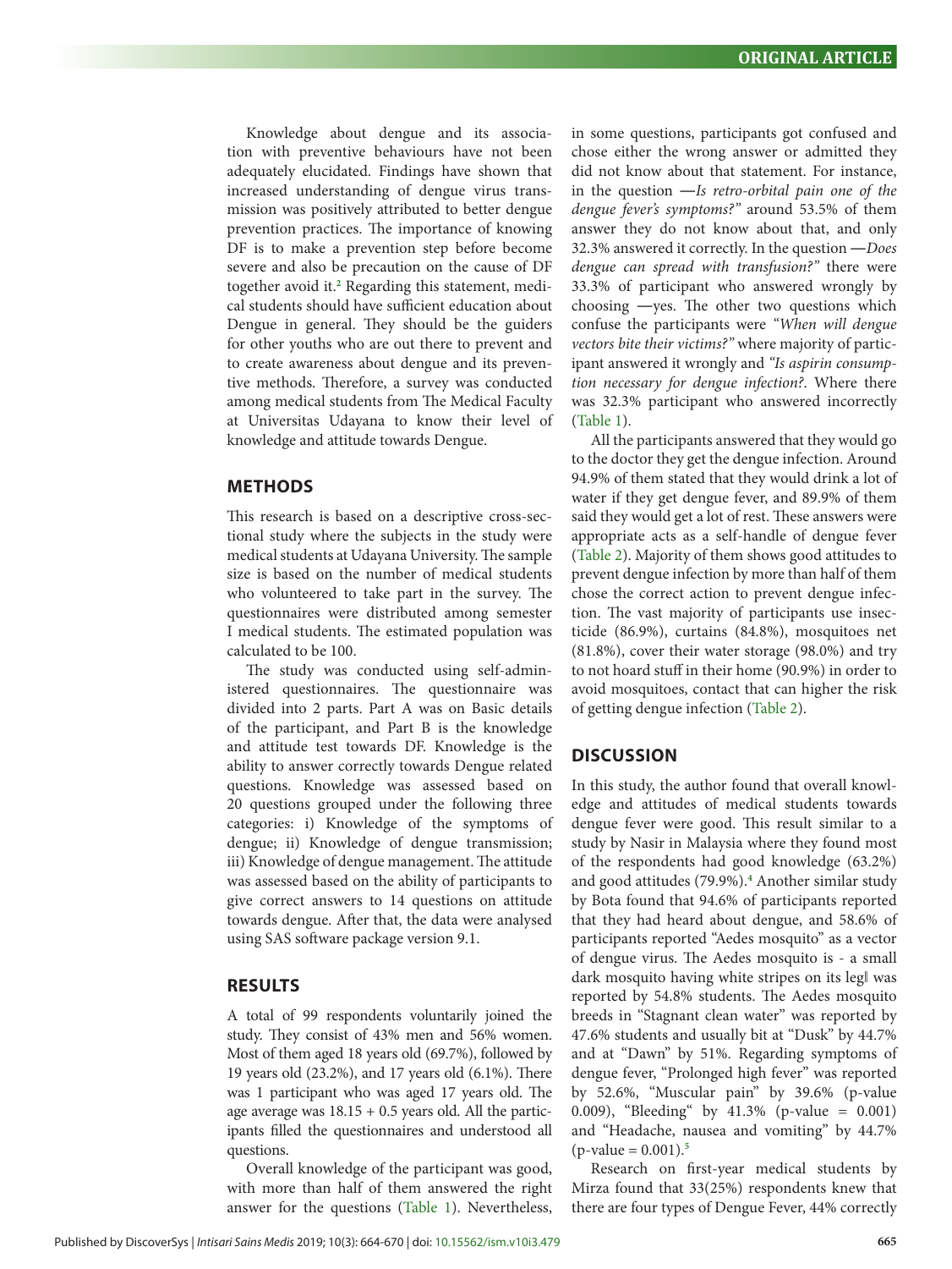Knowledge about dengue and its association with preventive behaviours have not been adequately elucidated. Findings have shown that increased understanding of dengue virus transmission was positively attributed to better dengue prevention practices. The importance of knowing DF is to make a prevention step before become severe and also be precaution on the cause of DF together avoid it.[2] Regarding this statement, medical students should have sufficient education about Dengue in general. They should be the guiders for other youths who are out there to prevent and to create awareness about dengue and its preventive methods. Therefore, a survey was conducted among medical students from The Medical Faculty at Universitas Udayana to know their level of knowledge and attitude towards Dengue.

## METHODS

This research is based on a descriptive cross-sectional study where the subjects in the study were medical students at Udayana University. The sample size is based on the number of medical students who volunteered to take part in the survey. The questionnaires were distributed among semester I medical students. The estimated population was calculated to be 100.

The study was conducted using self-administered questionnaires. The questionnaire was divided into 2 parts. Part A was on Basic details of the participant, and Part B is the knowledge and attitude test towards DF. Knowledge is the ability to answer correctly towards Dengue related questions. Knowledge was assessed based on 20 questions grouped under the following three categories: i) Knowledge of the symptoms of dengue; ii) Knowledge of dengue transmission; iii) Knowledge of dengue management. The attitude was assessed based on the ability of participants to give correct answers to 14 questions on attitude towards dengue. After that, the data were analysed using SAS software package version 9.1.

## RESULTS

A total of 99 respondents voluntarily joined the study. They consist of 43% men and 56% women. Most of them aged 18 years old (69.7%), followed by 19 years old (23.2%), and 17 years old (6.1%). There was 1 participant who was aged 17 years old. The age average was 18.15 + 0.5 years old. All the participants filled the questionnaires and understood all questions.

Overall knowledge of the participant was good, with more than half of them answered the right answer for the questions (Table 1). Nevertheless, in some questions, participants got confused and chose either the wrong answer or admitted they did not know about that statement. For instance, in the question ―*Is retro-orbital pain one of the dengue fever's symptoms?"* around 53.5% of them answer they do not know about that, and only 32.3% answered it correctly. In the question ―*Does dengue can spread with transfusion?"* there were 33.3% of participant who answered wrongly by choosing ―yes. The other two questions which confuse the participants were *"When will dengue vectors bite their victims?"* where majority of participant answered it wrongly and *"Is aspirin consumption necessary for dengue infection?*. Where there was 32.3% participant who answered incorrectly (Table 1).

All the participants answered that they would go to the doctor they get the dengue infection. Around 94.9% of them stated that they would drink a lot of water if they get dengue fever, and 89.9% of them said they would get a lot of rest. These answers were appropriate acts as a self-handle of dengue fever (Table 2). Majority of them shows good attitudes to prevent dengue infection by more than half of them chose the correct action to prevent dengue infection. The vast majority of participants use insecticide (86.9%), curtains (84.8%), mosquitoes net (81.8%), cover their water storage (98.0%) and try to not hoard stuff in their home (90.9%) in order to avoid mosquitoes, contact that can higher the risk of getting dengue infection (Table 2).

## DISCUSSION

In this study, the author found that overall knowledge and attitudes of medical students towards dengue fever were good. This result similar to a study by Nasir in Malaysia where they found most of the respondents had good knowledge (63.2%) and good attitudes (79.9%).[4] Another similar study by Bota found that 94.6% of participants reported that they had heard about dengue, and 58.6% of participants reported "Aedes mosquito" as a vector of dengue virus. The Aedes mosquito is - a small dark mosquito having white stripes on its leg‖ was reported by 54.8% students. The Aedes mosquito breeds in "Stagnant clean water" was reported by 47.6% students and usually bit at "Dusk" by 44.7% and at "Dawn" by 51%. Regarding symptoms of dengue fever, "Prolonged high fever" was reported by 52.6%, "Muscular pain" by 39.6% (p-value 0.009), "Bleeding" by 41.3% (p-value = 0.001) and "Headache, nausea and vomiting" by 44.7% (p-value = 0.001).[5]

Research on first-year medical students by Mirza found that 33(25%) respondents knew that there are four types of Dengue Fever, 44% correctly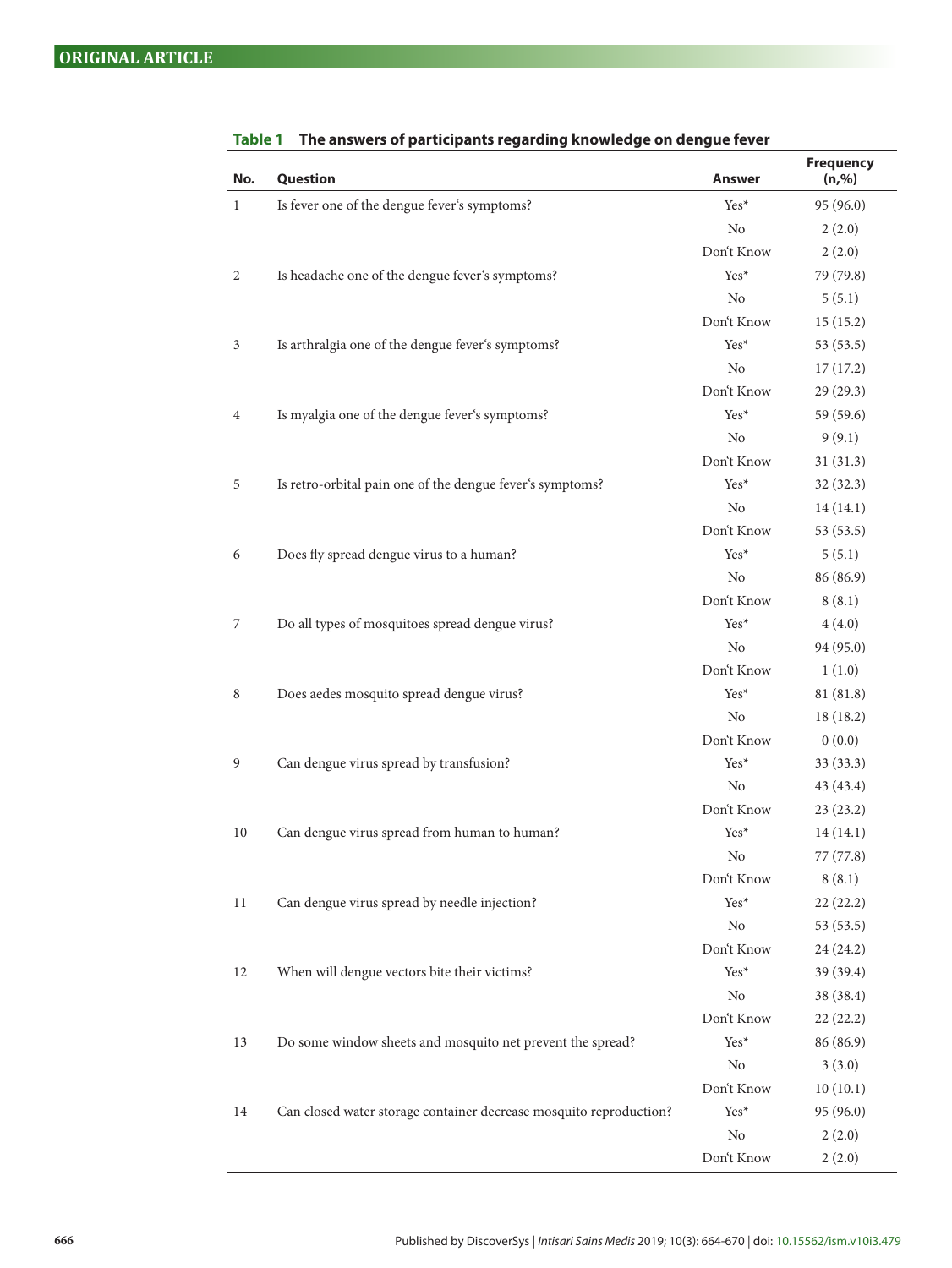**Table 1 The answers of participants regarding knowledge on dengue fever**

| No. | Question | Answer | Frequency (n,%) |
|---|---|---|---|
| 1 | Is fever one of the dengue fever's symptoms? | Yes* | 95 (96.0) |
| | | No | 2 (2.0) |
| | | Don't Know | 2 (2.0) |
| 2 | Is headache one of the dengue fever's symptoms? | Yes* | 79 (79.8) |
| | | No | 5 (5.1) |
| | | Don't Know | 15 (15.2) |
| 3 | Is arthralgia one of the dengue fever's symptoms? | Yes* | 53 (53.5) |
| | | No | 17 (17.2) |
| | | Don't Know | 29 (29.3) |
| 4 | Is myalgia one of the dengue fever's symptoms? | Yes* | 59 (59.6) |
| | | No | 9 (9.1) |
| | | Don't Know | 31 (31.3) |
| 5 | Is retro-orbital pain one of the dengue fever's symptoms? | Yes* | 32 (32.3) |
| | | No | 14 (14.1) |
| | | Don't Know | 53 (53.5) |
| 6 | Does fly spread dengue virus to a human? | Yes* | 5 (5.1) |
| | | No | 86 (86.9) |
| | | Don't Know | 8 (8.1) |
| 7 | Do all types of mosquitoes spread dengue virus? | Yes* | 4 (4.0) |
| | | No | 94 (95.0) |
| | | Don't Know | 1 (1.0) |
| 8 | Does aedes mosquito spread dengue virus? | Yes* | 81 (81.8) |
| | | No | 18 (18.2) |
| | | Don't Know | 0 (0.0) |
| 9 | Can dengue virus spread by transfusion? | Yes* | 33 (33.3) |
| | | No | 43 (43.4) |
| | | Don't Know | 23 (23.2) |
| 10 | Can dengue virus spread from human to human? | Yes* | 14 (14.1) |
| | | No | 77 (77.8) |
| | | Don't Know | 8 (8.1) |
| 11 | Can dengue virus spread by needle injection? | Yes* | 22 (22.2) |
| | | No | 53 (53.5) |
| | | Don't Know | 24 (24.2) |
| 12 | When will dengue vectors bite their victims? | Yes* | 39 (39.4) |
| | | No | 38 (38.4) |
| | | Don't Know | 22 (22.2) |
| 13 | Do some window sheets and mosquito net prevent the spread? | Yes* | 86 (86.9) |
| | | No | 3 (3.0) |
| | | Don't Know | 10 (10.1) |
| 14 | Can closed water storage container decrease mosquito reproduction? | Yes* | 95 (96.0) |
| | | No | 2 (2.0) |
| | | Don't Know | 2 (2.0) |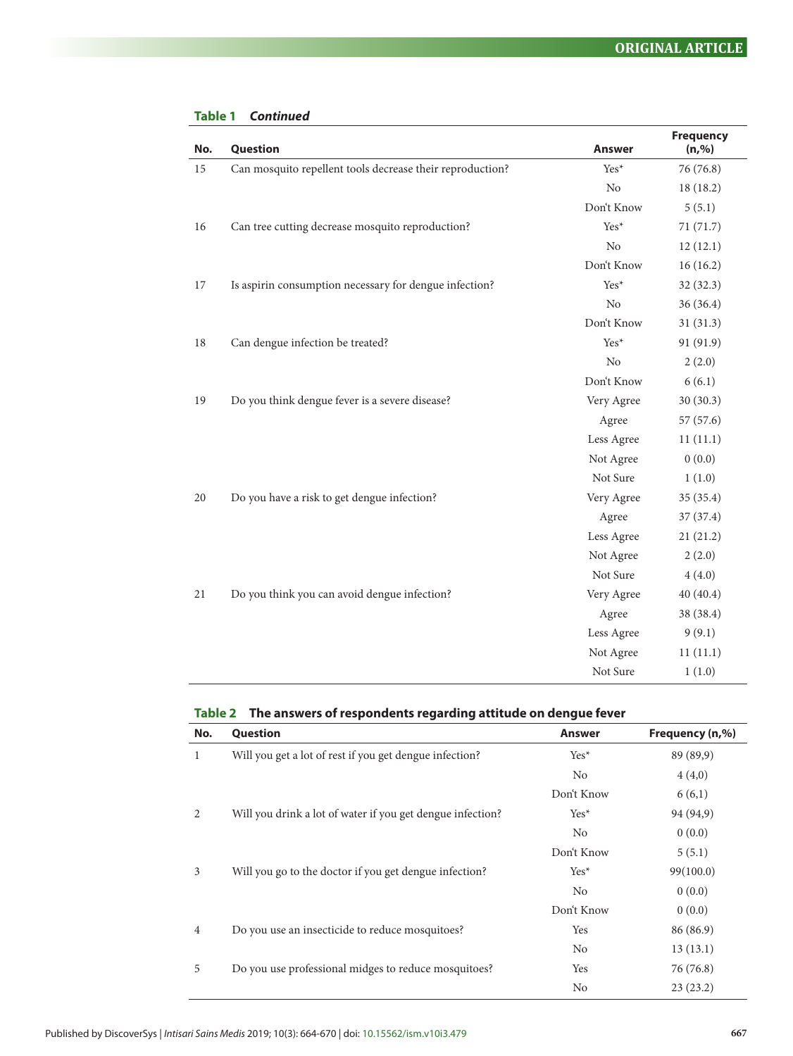**Table 1 Continued**

| No. | Question | Answer | Frequency (n,%) |
|---|---|---|---|
| 15 | Can mosquito repellent tools decrease their reproduction? | Yes* | 76 (76.8) |
| | | No | 18 (18.2) |
| | | Don't Know | 5 (5.1) |
| 16 | Can tree cutting decrease mosquito reproduction? | Yes* | 71 (71.7) |
| | | No | 12 (12.1) |
| | | Don't Know | 16 (16.2) |
| 17 | Is aspirin consumption necessary for dengue infection? | Yes* | 32 (32.3) |
| | | No | 36 (36.4) |
| | | Don't Know | 31 (31.3) |
| 18 | Can dengue infection be treated? | Yes* | 91 (91.9) |
| | | No | 2 (2.0) |
| | | Don't Know | 6 (6.1) |
| 19 | Do you think dengue fever is a severe disease? | Very Agree | 30 (30.3) |
| | | Agree | 57 (57.6) |
| | | Less Agree | 11 (11.1) |
| | | Not Agree | 0 (0.0) |
| | | Not Sure | 1 (1.0) |
| 20 | Do you have a risk to get dengue infection? | Very Agree | 35 (35.4) |
| | | Agree | 37 (37.4) |
| | | Less Agree | 21 (21.2) |
| | | Not Agree | 2 (2.0) |
| | | Not Sure | 4 (4.0) |
| 21 | Do you think you can avoid dengue infection? | Very Agree | 40 (40.4) |
| | | Agree | 38 (38.4) |
| | | Less Agree | 9 (9.1) |
| | | Not Agree | 11 (11.1) |
| | | Not Sure | 1 (1.0) |

**Table 2 The answers of respondents regarding attitude on dengue fever**

| No. | Question | Answer | Frequency (n,%) |
|---|---|---|---|
| 1 | Will you get a lot of rest if you get dengue infection? | Yes* | 89 (89,9) |
| | | No | 4 (4,0) |
| | | Don't Know | 6 (6,1) |
| 2 | Will you drink a lot of water if you get dengue infection? | Yes* | 94 (94,9) |
| | | No | 0 (0.0) |
| | | Don't Know | 5 (5.1) |
| 3 | Will you go to the doctor if you get dengue infection? | Yes* | 99(100.0) |
| | | No | 0 (0.0) |
| | | Don't Know | 0 (0.0) |
| 4 | Do you use an insecticide to reduce mosquitoes? | Yes | 86 (86.9) |
| | | No | 13 (13.1) |
| 5 | Do you use professional midges to reduce mosquitoes? | Yes | 76 (76.8) |
| | | No | 23 (23.2) |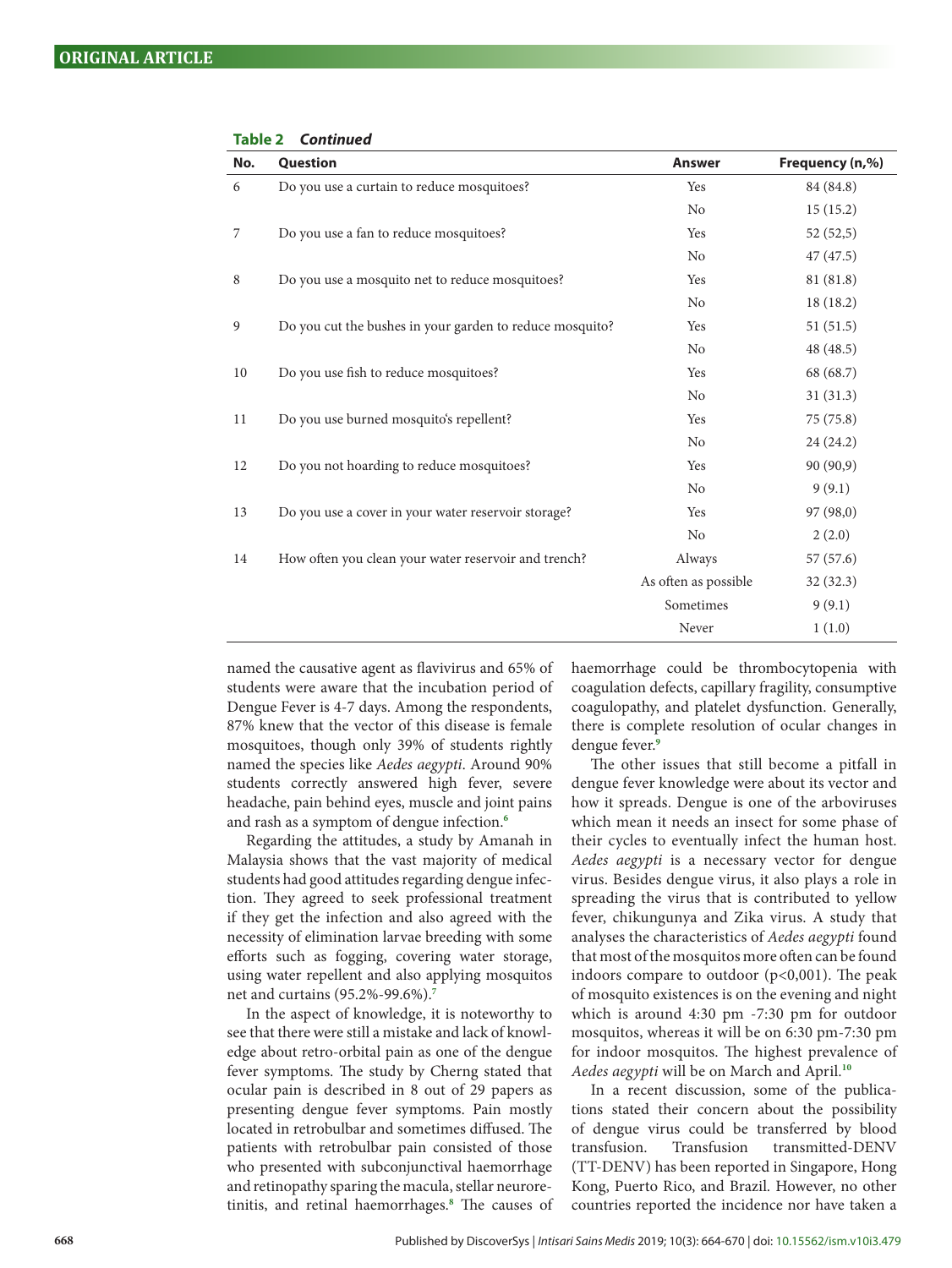**Table 2** ***Continued***

| No. | Question | Answer | Frequency (n,%) |
|---|---|---|---|
| 6 | Do you use a curtain to reduce mosquitoes? | Yes | 84 (84.8) |
| | | No | 15 (15.2) |
| 7 | Do you use a fan to reduce mosquitoes? | Yes | 52 (52,5) |
| | | No | 47 (47.5) |
| 8 | Do you use a mosquito net to reduce mosquitoes? | Yes | 81 (81.8) |
| | | No | 18 (18.2) |
| 9 | Do you cut the bushes in your garden to reduce mosquito? | Yes | 51 (51.5) |
| | | No | 48 (48.5) |
| 10 | Do you use fish to reduce mosquitoes? | Yes | 68 (68.7) |
| | | No | 31 (31.3) |
| 11 | Do you use burned mosquito's repellent? | Yes | 75 (75.8) |
| | | No | 24 (24.2) |
| 12 | Do you not hoarding to reduce mosquitoes? | Yes | 90 (90,9) |
| | | No | 9 (9.1) |
| 13 | Do you use a cover in your water reservoir storage? | Yes | 97 (98,0) |
| | | No | 2 (2.0) |
| 14 | How often you clean your water reservoir and trench? | Always | 57 (57.6) |
| | | As often as possible | 32 (32.3) |
| | | Sometimes | 9 (9.1) |
| | | Never | 1 (1.0) |

named the causative agent as flavivirus and 65% of students were aware that the incubation period of Dengue Fever is 4-7 days. Among the respondents, 87% knew that the vector of this disease is female mosquitoes, though only 39% of students rightly named the species like *Aedes aegypti*. Around 90% students correctly answered high fever, severe headache, pain behind eyes, muscle and joint pains and rash as a symptom of dengue infection.[6]

Regarding the attitudes, a study by Amanah in Malaysia shows that the vast majority of medical students had good attitudes regarding dengue infection. They agreed to seek professional treatment if they get the infection and also agreed with the necessity of elimination larvae breeding with some efforts such as fogging, covering water storage, using water repellent and also applying mosquitos net and curtains (95.2%-99.6%).[7]

In the aspect of knowledge, it is noteworthy to see that there were still a mistake and lack of knowledge about retro-orbital pain as one of the dengue fever symptoms. The study by Cherng stated that ocular pain is described in 8 out of 29 papers as presenting dengue fever symptoms. Pain mostly located in retrobulbar and sometimes diffused. The patients with retrobulbar pain consisted of those who presented with subconjunctival haemorrhage and retinopathy sparing the macula, stellar neuroretinitis, and retinal haemorrhages.[8] The causes of haemorrhage could be thrombocytopenia with coagulation defects, capillary fragility, consumptive coagulopathy, and platelet dysfunction. Generally, there is complete resolution of ocular changes in dengue fever.[9]

The other issues that still become a pitfall in dengue fever knowledge were about its vector and how it spreads. Dengue is one of the arboviruses which mean it needs an insect for some phase of their cycles to eventually infect the human host. *Aedes aegypti* is a necessary vector for dengue virus. Besides dengue virus, it also plays a role in spreading the virus that is contributed to yellow fever, chikungunya and Zika virus. A study that analyses the characteristics of *Aedes aegypti* found that most of the mosquitos more often can be found indoors compare to outdoor ($p<0,001$). The peak of mosquito existences is on the evening and night which is around 4:30 pm -7:30 pm for outdoor mosquitos, whereas it will be on 6:30 pm-7:30 pm for indoor mosquitos. The highest prevalence of *Aedes aegypti* will be on March and April.[10]

In a recent discussion, some of the publications stated their concern about the possibility of dengue virus could be transferred by blood transfusion. Transfusion transmitted-DENV (TT-DENV) has been reported in Singapore, Hong Kong, Puerto Rico, and Brazil. However, no other countries reported the incidence nor have taken a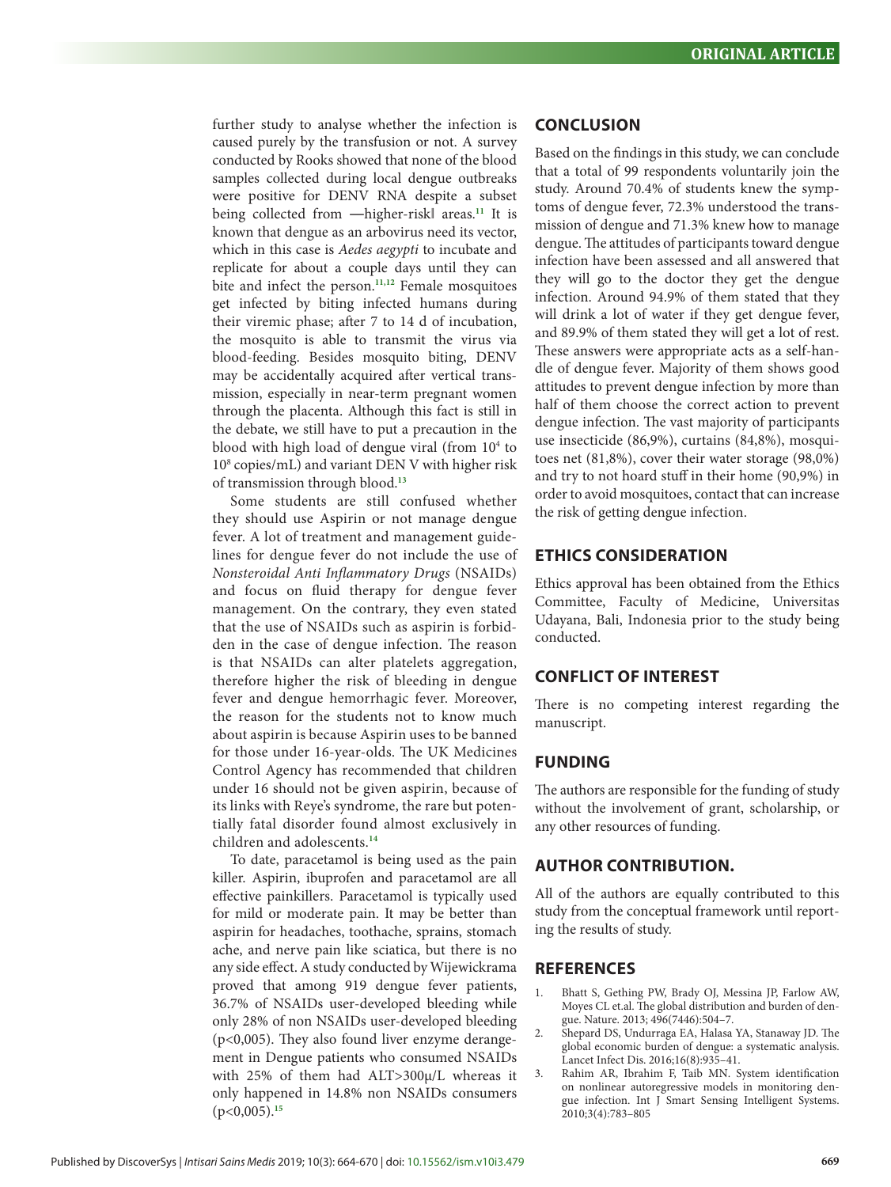further study to analyse whether the infection is caused purely by the transfusion or not. A survey conducted by Rooks showed that none of the blood samples collected during local dengue outbreaks were positive for DENV RNA despite a subset being collected from ―higher-risk‖ areas.[11] It is known that dengue as an arbovirus need its vector, which in this case is *Aedes aegypti* to incubate and replicate for about a couple days until they can bite and infect the person.[11,12] Female mosquitoes get infected by biting infected humans during their viremic phase; after 7 to 14 d of incubation, the mosquito is able to transmit the virus via blood-feeding. Besides mosquito biting, DENV may be accidentally acquired after vertical transmission, especially in near-term pregnant women through the placenta. Although this fact is still in the debate, we still have to put a precaution in the blood with high load of dengue viral (from $10^4$ to $10^8$ copies/mL) and variant DEN V with higher risk of transmission through blood.[13]

Some students are still confused whether they should use Aspirin or not manage dengue fever. A lot of treatment and management guidelines for dengue fever do not include the use of *Nonsteroidal Anti Inflammatory Drugs* (NSAIDs) and focus on fluid therapy for dengue fever management. On the contrary, they even stated that the use of NSAIDs such as aspirin is forbidden in the case of dengue infection. The reason is that NSAIDs can alter platelets aggregation, therefore higher the risk of bleeding in dengue fever and dengue hemorrhagic fever. Moreover, the reason for the students not to know much about aspirin is because Aspirin uses to be banned for those under 16-year-olds. The UK Medicines Control Agency has recommended that children under 16 should not be given aspirin, because of its links with Reye's syndrome, the rare but potentially fatal disorder found almost exclusively in children and adolescents.[14]

To date, paracetamol is being used as the pain killer. Aspirin, ibuprofen and paracetamol are all effective painkillers. Paracetamol is typically used for mild or moderate pain. It may be better than aspirin for headaches, toothache, sprains, stomach ache, and nerve pain like sciatica, but there is no any side effect. A study conducted by Wijewickrama proved that among 919 dengue fever patients, 36.7% of NSAIDs user-developed bleeding while only 28% of non NSAIDs user-developed bleeding ($p<0,005$). They also found liver enzyme derangement in Dengue patients who consumed NSAIDs with 25% of them had ALT>300µ/L whereas it only happened in 14.8% non NSAIDs consumers ($p<0,005$).[15]

## CONCLUSION

Based on the findings in this study, we can conclude that a total of 99 respondents voluntarily join the study. Around 70.4% of students knew the symptoms of dengue fever, 72.3% understood the transmission of dengue and 71.3% knew how to manage dengue. The attitudes of participants toward dengue infection have been assessed and all answered that they will go to the doctor they get the dengue infection. Around 94.9% of them stated that they will drink a lot of water if they get dengue fever, and 89.9% of them stated they will get a lot of rest. These answers were appropriate acts as a self-handle of dengue fever. Majority of them shows good attitudes to prevent dengue infection by more than half of them choose the correct action to prevent dengue infection. The vast majority of participants use insecticide (86,9%), curtains (84,8%), mosquitoes net (81,8%), cover their water storage (98,0%) and try to not hoard stuff in their home (90,9%) in order to avoid mosquitoes, contact that can increase the risk of getting dengue infection.

## ETHICS CONSIDERATION

Ethics approval has been obtained from the Ethics Committee, Faculty of Medicine, Universitas Udayana, Bali, Indonesia prior to the study being conducted.

## CONFLICT OF INTEREST

There is no competing interest regarding the manuscript.

## FUNDING

The authors are responsible for the funding of study without the involvement of grant, scholarship, or any other resources of funding.

## AUTHOR CONTRIBUTION.

All of the authors are equally contributed to this study from the conceptual framework until reporting the results of study.

## REFERENCES

1. Bhatt S, Gething PW, Brady OJ, Messina JP, Farlow AW, Moyes CL et.al. The global distribution and burden of dengue. Nature. 2013; 496(7446):504–7.
2. Shepard DS, Undurraga EA, Halasa YA, Stanaway JD. The global economic burden of dengue: a systematic analysis. Lancet Infect Dis. 2016;16(8):935–41.
3. Rahim AR, Ibrahim F, Taib MN. System identification on nonlinear autoregressive models in monitoring dengue infection. Int J Smart Sensing Intelligent Systems. 2010;3(4):783–805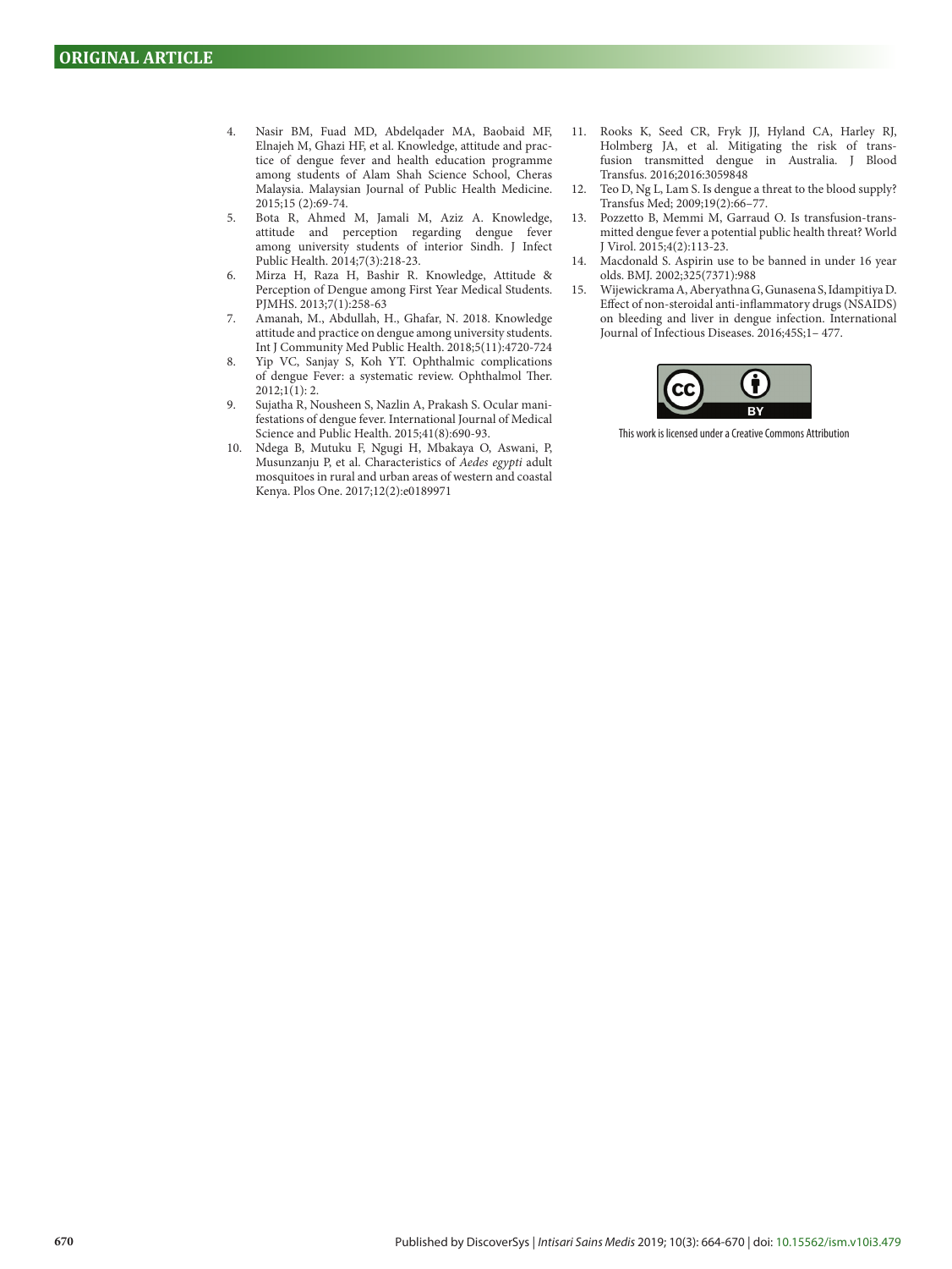4. Nasir BM, Fuad MD, Abdelqader MA, Baobaid MF, Elnajeh M, Ghazi HF, et al. Knowledge, attitude and practice of dengue fever and health education programme among students of Alam Shah Science School, Cheras Malaysia. Malaysian Journal of Public Health Medicine. 2015;15 (2):69-74.
5. Bota R, Ahmed M, Jamali M, Aziz A. Knowledge, attitude and perception regarding dengue fever among university students of interior Sindh. J Infect Public Health. 2014;7(3):218-23.
6. Mirza H, Raza H, Bashir R. Knowledge, Attitude & Perception of Dengue among First Year Medical Students. PJMHS. 2013;7(1):258-63
7. Amanah, M., Abdullah, H., Ghafar, N. 2018. Knowledge attitude and practice on dengue among university students. Int J Community Med Public Health. 2018;5(11):4720-724
8. Yip VC, Sanjay S, Koh YT. Ophthalmic complications of dengue Fever: a systematic review. Ophthalmol Ther. 2012;1(1): 2.
9. Sujatha R, Nousheen S, Nazlin A, Prakash S. Ocular manifestations of dengue fever. International Journal of Medical Science and Public Health. 2015;41(8):690-93.
10. Ndega B, Mutuku F, Ngugi H, Mbakaya O, Aswani, P, Musunzanju P, et al. Characteristics of *Aedes egypti* adult mosquitoes in rural and urban areas of western and coastal Kenya. Plos One. 2017;12(2):e0189971
11. Rooks K, Seed CR, Fryk JJ, Hyland CA, Harley RJ, Holmberg JA, et al. Mitigating the risk of transfusion transmitted dengue in Australia. J Blood Transfus. 2016;2016:3059848
12. Teo D, Ng L, Lam S. Is dengue a threat to the blood supply? Transfus Med; 2009;19(2):66–77.
13. Pozzetto B, Memmi M, Garraud O. Is transfusion-transmitted dengue fever a potential public health threat? World J Virol. 2015;4(2):113-23.
14. Macdonald S. Aspirin use to be banned in under 16 year olds. BMJ. 2002;325(7371):988
15. Wijewickrama A, Aberyathna G, Gunasena S, Idampitiya D. Effect of non-steroidal anti-inflammatory drugs (NSAIDS) on bleeding and liver in dengue infection. International Journal of Infectious Diseases. 2016;45S;1– 477.

This work is licensed under a Creative Commons Attribution